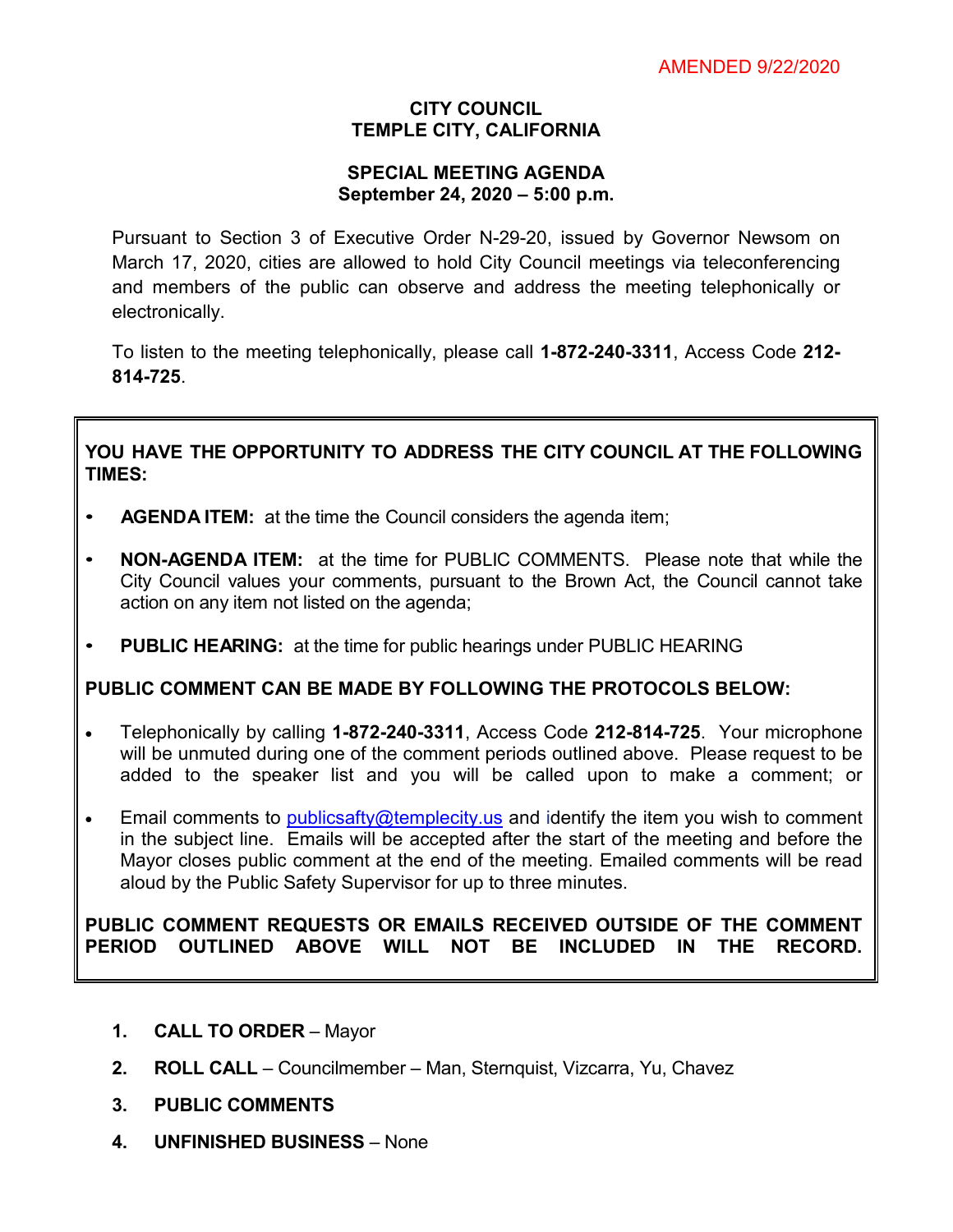AMENDED 9/22/2020

**CITY COUNCIL**
**TEMPLE CITY, CALIFORNIA**

**SPECIAL MEETING AGENDA**
**September 24, 2020 – 5:00 p.m.**

Pursuant to Section 3 of Executive Order N-29-20, issued by Governor Newsom on March 17, 2020, cities are allowed to hold City Council meetings via teleconferencing and members of the public can observe and address the meeting telephonically or electronically.

To listen to the meeting telephonically, please call **1-872-240-3311**, Access Code **212-814-725**.

**YOU HAVE THE OPPORTUNITY TO ADDRESS THE CITY COUNCIL AT THE FOLLOWING TIMES:**

- **AGENDA ITEM:** at the time the Council considers the agenda item;
- **NON-AGENDA ITEM:** at the time for PUBLIC COMMENTS. Please note that while the City Council values your comments, pursuant to the Brown Act, the Council cannot take action on any item not listed on the agenda;
- **PUBLIC HEARING:** at the time for public hearings under PUBLIC HEARING

**PUBLIC COMMENT CAN BE MADE BY FOLLOWING THE PROTOCOLS BELOW:**

- Telephonically by calling **1-872-240-3311**, Access Code **212-814-725**. Your microphone will be unmuted during one of the comment periods outlined above. Please request to be added to the speaker list and you will be called upon to make a comment; or
- Email comments to publicsafty@templecity.us and identify the item you wish to comment in the subject line. Emails will be accepted after the start of the meeting and before the Mayor closes public comment at the end of the meeting. Emailed comments will be read aloud by the Public Safety Supervisor for up to three minutes.

**PUBLIC COMMENT REQUESTS OR EMAILS RECEIVED OUTSIDE OF THE COMMENT PERIOD OUTLINED ABOVE WILL NOT BE INCLUDED IN THE RECORD.**

1. **CALL TO ORDER** – Mayor
2. **ROLL CALL** – Councilmember – Man, Sternquist, Vizcarra, Yu, Chavez
3. **PUBLIC COMMENTS**
4. **UNFINISHED BUSINESS** – None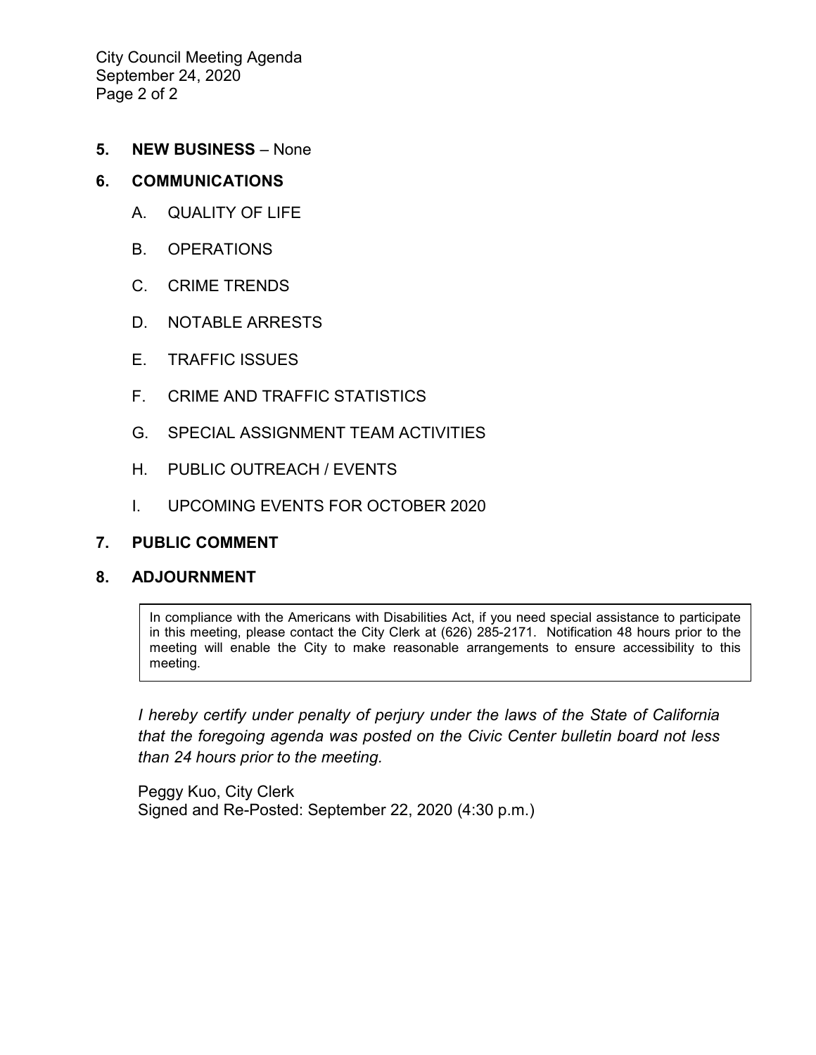**5. NEW BUSINESS** – None

**6. COMMUNICATIONS**

A. QUALITY OF LIFE

B. OPERATIONS

C. CRIME TRENDS

D. NOTABLE ARRESTS

E. TRAFFIC ISSUES

F. CRIME AND TRAFFIC STATISTICS

G. SPECIAL ASSIGNMENT TEAM ACTIVITIES

H. PUBLIC OUTREACH / EVENTS

I. UPCOMING EVENTS FOR OCTOBER 2020

**7. PUBLIC COMMENT**

**8. ADJOURNMENT**

In compliance with the Americans with Disabilities Act, if you need special assistance to participate in this meeting, please contact the City Clerk at (626) 285-2171. Notification 48 hours prior to the meeting will enable the City to make reasonable arrangements to ensure accessibility to this meeting.

*I hereby certify under penalty of perjury under the laws of the State of California that the foregoing agenda was posted on the Civic Center bulletin board not less than 24 hours prior to the meeting.*

Peggy Kuo, City Clerk
Signed and Re-Posted: September 22, 2020 (4:30 p.m.)